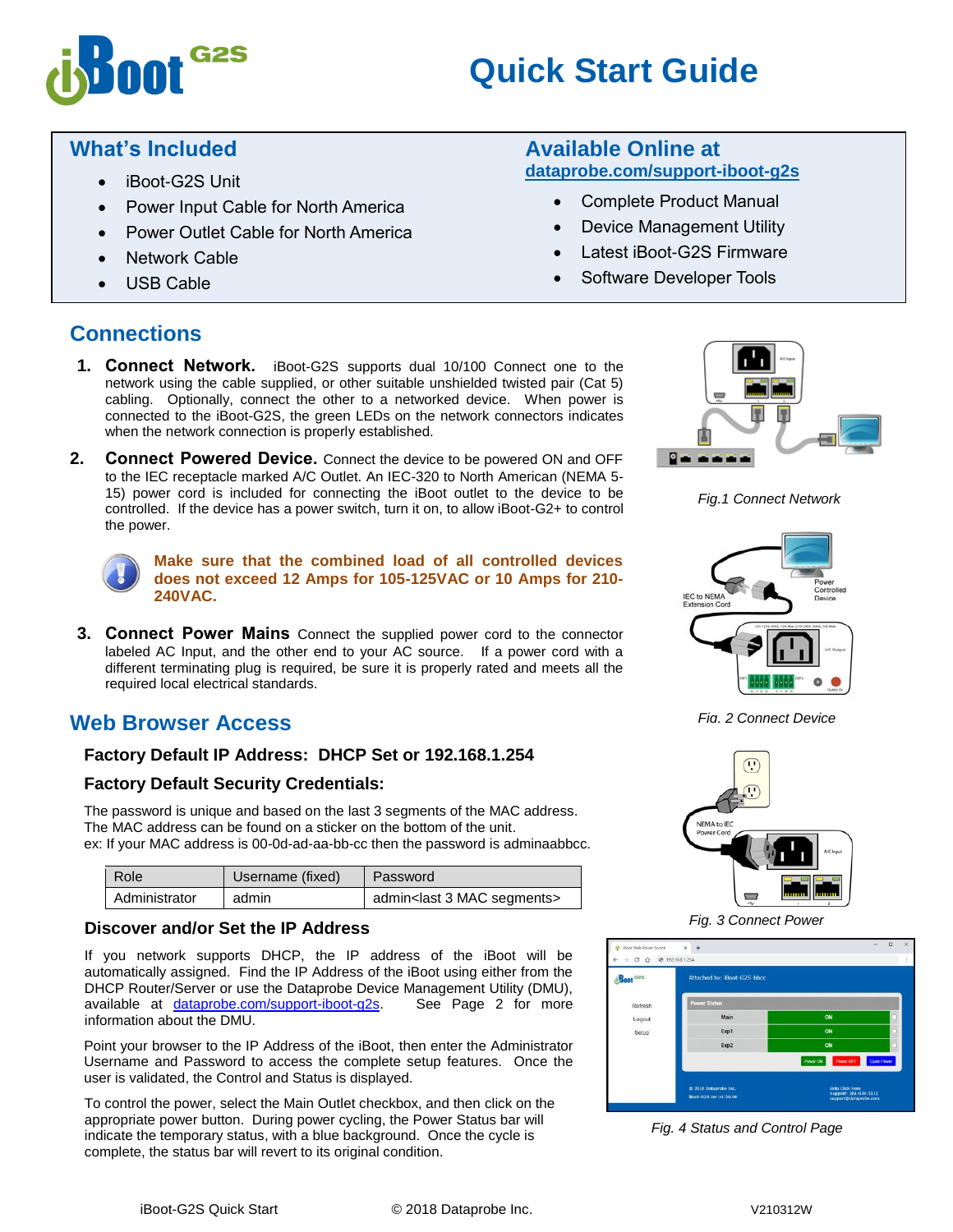# iBoot G2S Quick Start Guide

## What's Included

- iBoot-G2S Unit
- Power Input Cable for North America
- Power Outlet Cable for North America
- Network Cable
- USB Cable

## Available Online at

dataprobe.com/support-iboot-g2s

- Complete Product Manual
- Device Management Utility
- Latest iBoot-G2S Firmware
- Software Developer Tools

## Connections

1. **Connect Network.** iBoot-G2S supports dual 10/100 Connect one to the network using the cable supplied, or other suitable unshielded twisted pair (Cat 5) cabling. Optionally, connect the other to a networked device. When power is connected to the iBoot-G2S, the green LEDs on the network connectors indicates when the network connection is properly established.

2. **Connect Powered Device.** Connect the device to be powered ON and OFF to the IEC receptacle marked A/C Outlet. An IEC-320 to North American (NEMA 5-15) power cord is included for connecting the iBoot outlet to the device to be controlled. If the device has a power switch, turn it on, to allow iBoot-G2+ to control the power.

   **Make sure that the combined load of all controlled devices does not exceed 12 Amps for 105-125VAC or 10 Amps for 210-240VAC.**

3. **Connect Power Mains** Connect the supplied power cord to the connector labeled AC Input, and the other end to your AC source. If a power cord with a different terminating plug is required, be sure it is properly rated and meets all the required local electrical standards.

*Fig.1 Connect Network*

*Fig. 2 Connect Device*

*Fig. 3 Connect Power*

## Web Browser Access

### Factory Default IP Address: DHCP Set or 192.168.1.254

### Factory Default Security Credentials:

The password is unique and based on the last 3 segments of the MAC address. The MAC address can be found on a sticker on the bottom of the unit.
ex: If your MAC address is 00-0d-ad-aa-bb-cc then the password is adminaabbcc.

| Role | Username (fixed) | Password |
|---|---|---|
| Administrator | admin | admin<last 3 MAC segments> |

### Discover and/or Set the IP Address

If you network supports DHCP, the IP address of the iBoot will be automatically assigned. Find the IP Address of the iBoot using either from the DHCP Router/Server or use the Dataprobe Device Management Utility (DMU), available at dataprobe.com/support-iboot-g2s. See Page 2 for more information about the DMU.

Point your browser to the IP Address of the iBoot, then enter the Administrator Username and Password to access the complete setup features. Once the user is validated, the Control and Status is displayed.

To control the power, select the Main Outlet checkbox, and then click on the appropriate power button. During power cycling, the Power Status bar will indicate the temporary status, with a blue background. Once the cycle is complete, the status bar will revert to its original condition.

*Fig. 4 Status and Control Page*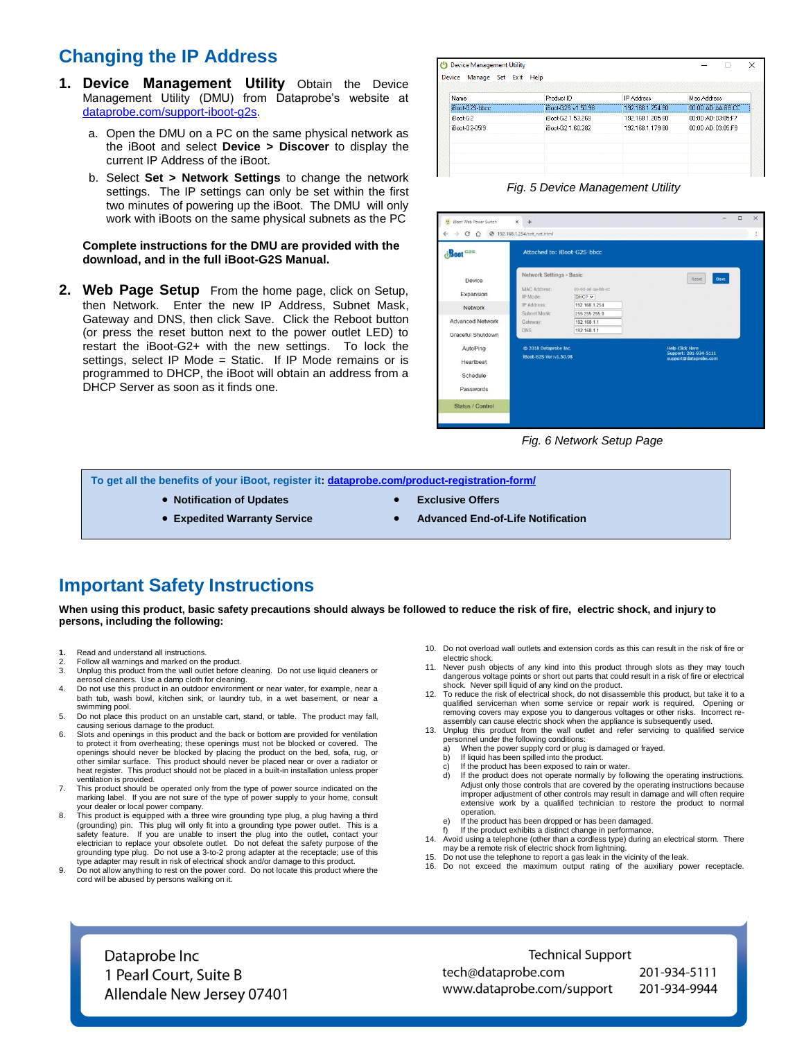## Changing the IP Address

1. **Device Management Utility** Obtain the Device Management Utility (DMU) from Dataprobe's website at dataprobe.com/support-iboot-g2s.
   a. Open the DMU on a PC on the same physical network as the iBoot and select **Device > Discover** to display the current IP Address of the iBoot.
   b. Select **Set > Network Settings** to change the network settings. The IP settings can only be set within the first two minutes of powering up the iBoot. The DMU will only work with iBoots on the same physical subnets as the PC

   **Complete instructions for the DMU are provided with the download, and in the full iBoot-G2S Manual.**

2. **Web Page Setup** From the home page, click on Setup, then Network. Enter the new IP Address, Subnet Mask, Gateway and DNS, then click Save. Click the Reboot button (or press the reset button next to the power outlet LED) to restart the iBoot-G2+ with the new settings. To lock the settings, select IP Mode = Static. If IP Mode remains or is programmed to DHCP, the iBoot will obtain an address from a DHCP Server as soon as it finds one.

*Fig. 5 Device Management Utility*

*Fig. 6 Network Setup Page*

**To get all the benefits of your iBoot, register it: dataprobe.com/product-registration-form/**

- **Notification of Updates**
- **Exclusive Offers**
- **Expedited Warranty Service**
- **Advanced End-of-Life Notification**

## Important Safety Instructions

**When using this product, basic safety precautions should always be followed to reduce the risk of fire, electric shock, and injury to persons, including the following:**

1. Read and understand all instructions.
2. Follow all warnings and marked on the product.
3. Unplug this product from the wall outlet before cleaning. Do not use liquid cleaners or aerosol cleaners. Use a damp cloth for cleaning.
4. Do not use this product in an outdoor environment or near water, for example, near a bath tub, wash bowl, kitchen sink, or laundry tub, in a wet basement, or near a swimming pool.
5. Do not place this product on an unstable cart, stand, or table. The product may fall, causing serious damage to the product.
6. Slots and openings in this product and the back or bottom are provided for ventilation to protect it from overheating; these openings must not be blocked or covered. The openings should never be blocked by placing the product on the bed, sofa, rug, or other similar surface. This product should never be placed near or over a radiator or heat register. This product should not be placed in a built-in installation unless proper ventilation is provided.
7. This product should be operated only from the type of power source indicated on the marking label. If you are not sure of the type of power supply to your home, consult your dealer or local power company.
8. This product is equipped with a three wire grounding type plug, a plug having a third (grounding) pin. This plug will only fit into a grounding type power outlet. This is a safety feature. If you are unable to insert the plug into the outlet, contact your electrician to replace your obsolete outlet. Do not defeat the safety purpose of the grounding type plug. Do not use a 3-to-2 prong adapter at the receptacle; use of this type adapter may result in risk of electrical shock and/or damage to this product.
9. Do not allow anything to rest on the power cord. Do not locate this product where the cord will be abused by persons walking on it.
10. Do not overload wall outlets and extension cords as this can result in the risk of fire or electric shock.
11. Never push objects of any kind into this product through slots as they may touch dangerous voltage points or short out parts that could result in a risk of fire or electrical shock. Never spill liquid of any kind on the product.
12. To reduce the risk of electrical shock, do not disassemble this product, but take it to a qualified serviceman when some service or repair work is required. Opening or removing covers may expose you to dangerous voltages or other risks. Incorrect re-assembly can cause electric shock when the appliance is subsequently used.
13. Unplug this product from the wall outlet and refer servicing to qualified service personnel under the following conditions:
    a) When the power supply cord or plug is damaged or frayed.
    b) If liquid has been spilled into the product.
    c) If the product has been exposed to rain or water.
    d) If the product does not operate normally by following the operating instructions. Adjust only those controls that are covered by the operating instructions because improper adjustment of other controls may result in damage and will often require extensive work by a qualified technician to restore the product to normal operation.
    e) If the product has been dropped or has been damaged.
    f) If the product exhibits a distinct change in performance.
14. Avoid using a telephone (other than a cordless type) during an electrical storm. There may be a remote risk of electric shock from lightning.
15. Do not use the telephone to report a gas leak in the vicinity of the leak.
16. Do not exceed the maximum output rating of the auxiliary power receptacle.

Dataprobe Inc
1 Pearl Court, Suite B
Allendale New Jersey 07401

Technical Support
tech@dataprobe.com 201-934-5111
www.dataprobe.com/support 201-934-9944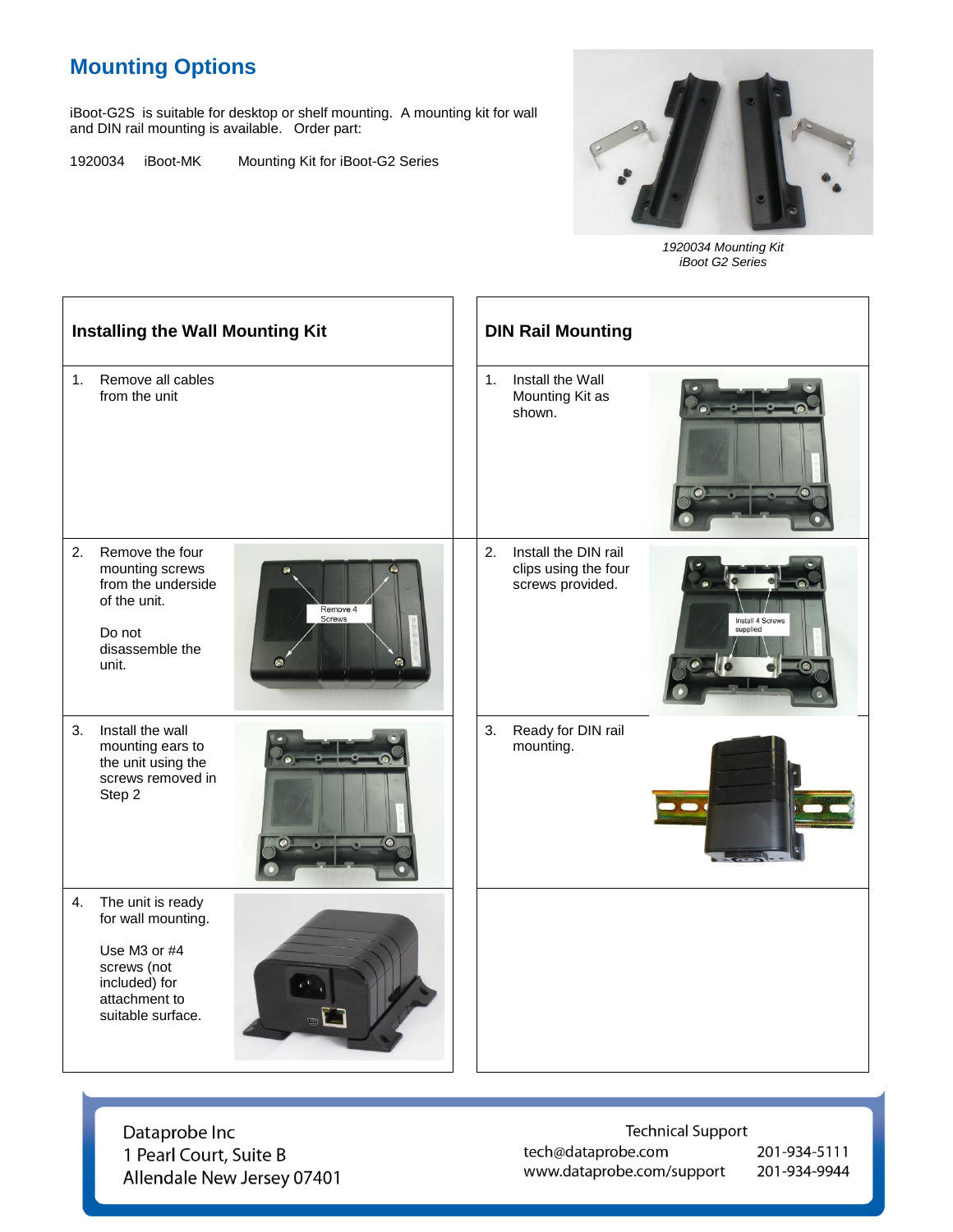## Mounting Options

iBoot-G2S is suitable for desktop or shelf mounting. A mounting kit for wall and DIN rail mounting is available. Order part:

1920034 iBoot-MK Mounting Kit for iBoot-G2 Series

*1920034 Mounting Kit*
*iBoot G2 Series*

### Installing the Wall Mounting Kit

1. Remove all cables from the unit
2. Remove the four mounting screws from the underside of the unit.

   Do not disassemble the unit.

   Remove 4 Screws
3. Install the wall mounting ears to the unit using the screws removed in Step 2
4. The unit is ready for wall mounting.

   Use M3 or #4 screws (not included) for attachment to suitable surface.

### DIN Rail Mounting

1. Install the Wall Mounting Kit as shown.
2. Install the DIN rail clips using the four screws provided.

   Install 4 Screws supplied
3. Ready for DIN rail mounting.

Dataprobe Inc
1 Pearl Court, Suite B
Allendale New Jersey 07401

Technical Support
tech@dataprobe.com 201-934-5111
www.dataprobe.com/support 201-934-9944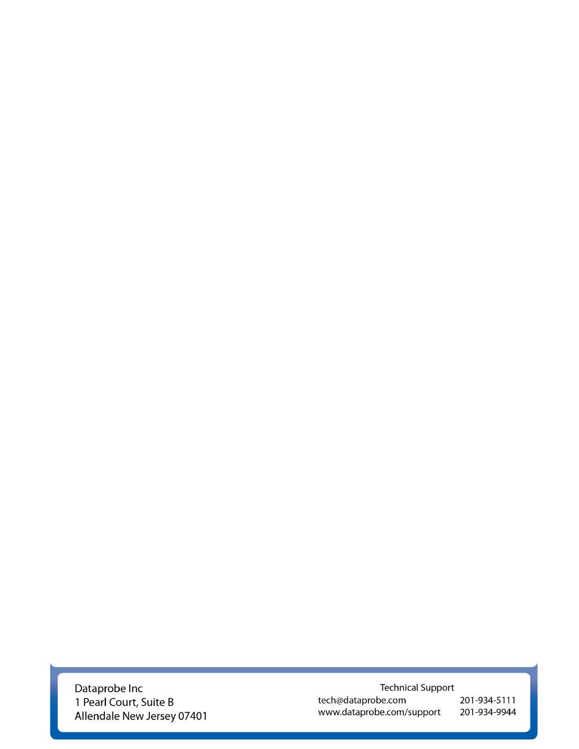Dataprobe Inc
1 Pearl Court, Suite B
Allendale New Jersey 07401

Technical Support

tech@dataprobe.com 201-934-5111
www.dataprobe.com/support 201-934-9944